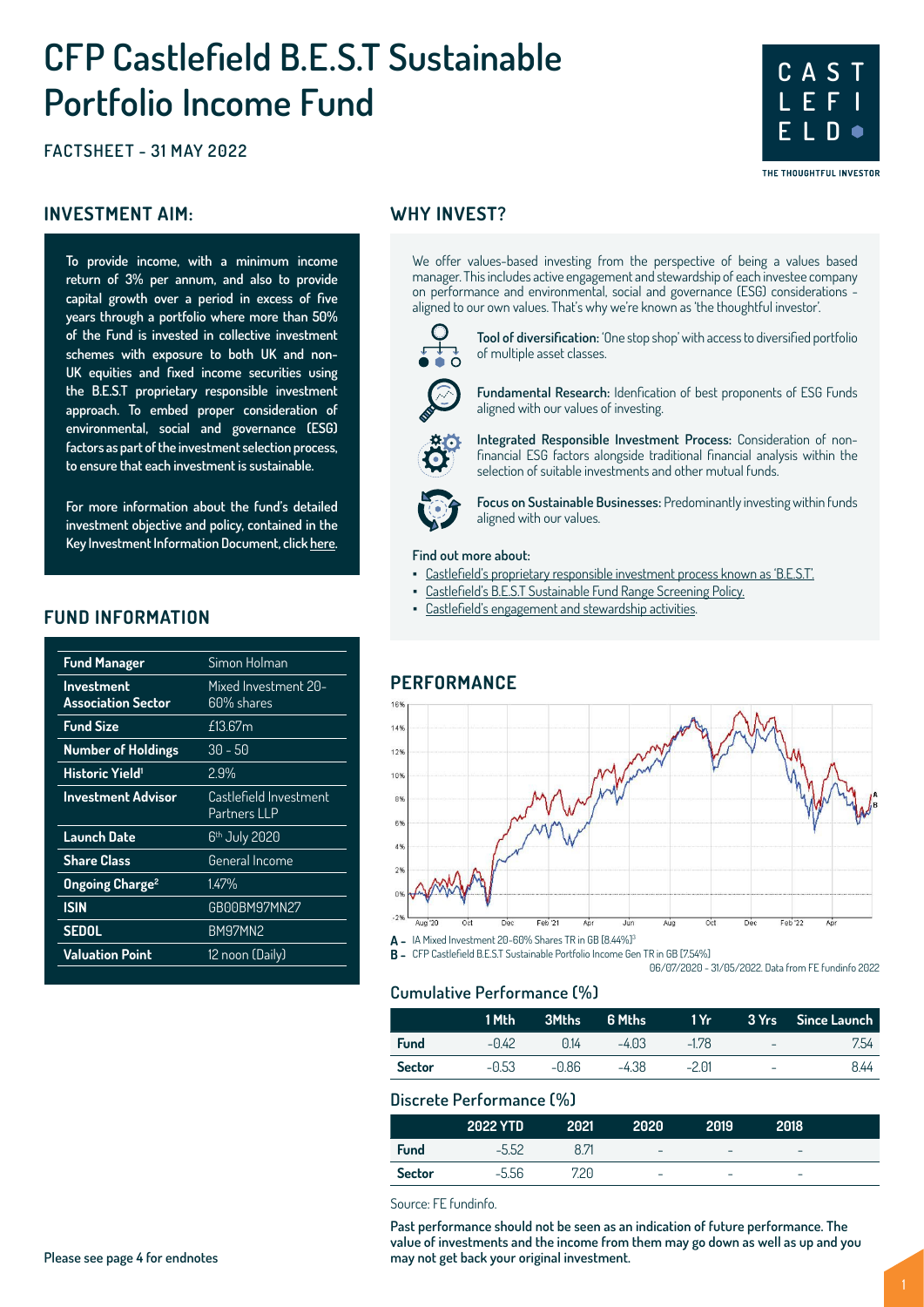# CFP Castlefield B.E.S.T Sustainable Portfolio Income Fund

**FACTSHEET - 31 MAY 2022**

## INVESTMENT AIM:

**To provide income, with a minimum income return of 3% per annum, and also to provide capital growth over a period in excess of five years through a portfolio where more than 50% of the Fund is invested in collective investment schemes with exposure to both UK and non-UK equities and fixed income securities using the B.E.S.T proprietary responsible investment approach. To embed proper consideration of environmental, social and governance (ESG) factors as part of the investment selection process, to ensure that each investment is sustainable.**

**For more information about the fund's detailed investment objective and policy, contained in the Key Investment Information Document, click here.**

## FUND INFORMATION

| | |
|---|---|
| **Fund Manager** | Simon Holman |
| **Investment Association Sector** | Mixed Investment 20-60% shares |
| **Fund Size** | £13.67m |
| **Number of Holdings** | 30 - 50 |
| **Historic Yield**[1] | 2.9% |
| **Investment Advisor** | Castlefield Investment Partners LLP |
| **Launch Date** | 6th July 2020 |
| **Share Class** | General Income |
| **Ongoing Charge**[2] | 1.47% |
| **ISIN** | GB00BM97MN27 |
| **SEDOL** | BM97MN2 |
| **Valuation Point** | 12 noon (Daily) |

## WHY INVEST?

We offer values-based investing from the perspective of being a values based manager. This includes active engagement and stewardship of each investee company on performance and environmental, social and governance (ESG) considerations - aligned to our own values. That's why we're known as 'the thoughtful investor'.

**Tool of diversification:** 'One stop shop' with access to diversified portfolio of multiple asset classes.

**Fundamental Research:** Idenfication of best proponents of ESG Funds aligned with our values of investing.

**Integrated Responsible Investment Process:** Consideration of non-financial ESG factors alongside traditional financial analysis within the selection of suitable investments and other mutual funds.

**Focus on Sustainable Businesses:** Predominantly investing within funds aligned with our values.

**Find out more about:**

- Castlefield's proprietary responsible investment process known as 'B.E.S.T'.
- Castlefield's B.E.S.T Sustainable Fund Range Screening Policy.
- Castlefield's engagement and stewardship activities.

## PERFORMANCE

**A -** IA Mixed Investment 20-60% Shares TR in GB (8.44%)[3]

**B -** CFP Castlefield B.E.S.T Sustainable Portfolio Income Gen TR in GB (7.54%)

06/07/2020 - 31/05/2022. Data from FE fundinfo 2022

### Cumulative Performance (%)

| | 1 Mth | 3Mths | 6 Mths | 1 Yr | 3 Yrs | Since Launch |
|---|---|---|---|---|---|---|
| **Fund** | -0.42 | 0.14 | -4.03 | -1.78 | - | 7.54 |
| **Sector** | -0.53 | -0.86 | -4.38 | -2.01 | - | 8.44 |

### Discrete Performance (%)

| | 2022 YTD | 2021 | 2020 | 2019 | 2018 |
|---|---|---|---|---|---|
| **Fund** | -5.52 | 8.71 | - | - | - |
| **Sector** | -5.56 | 7.20 | - | - | - |

Source: FE fundinfo.

**Past performance should not be seen as an indication of future performance. The value of investments and the income from them may go down as well as up and you may not get back your original investment.**

**Please see page 4 for endnotes**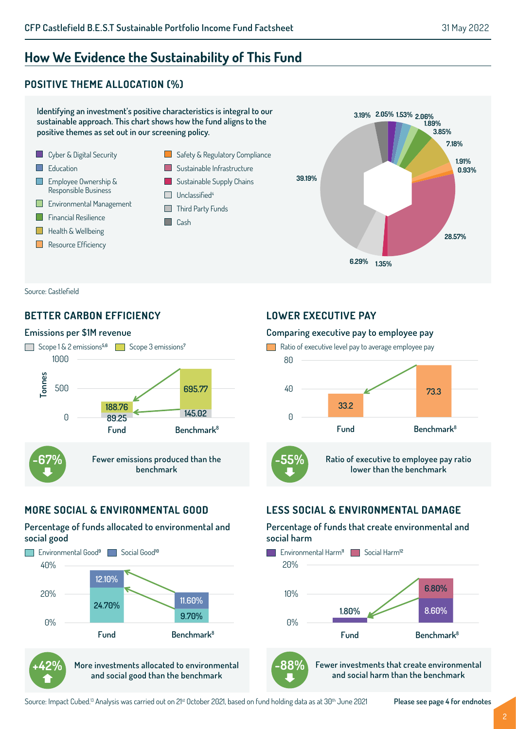# How We Evidence the Sustainability of This Fund

## POSITIVE THEME ALLOCATION (%)

Identifying an investment's positive characteristics is integral to our sustainable approach. This chart shows how the fund aligns to the positive themes as set out in our screening policy.

- Cyber & Digital Security
- Education
- Employee Ownership & Responsible Business
- Environmental Management
- Financial Resilience
- Health & Wellbeing
- Resource Efficiency
- Safety & Regulatory Compliance
- Sustainable Infrastructure
- Sustainable Supply Chains
- Unclassified[4]
- Third Party Funds
- Cash

3.19% 2.05% 1.53% 2.06% 1.89% 3.85% 7.18% 1.91% 0.93% 28.57% 1.35% 6.29% 39.19%

Source: Castlefield

## BETTER CARBON EFFICIENCY

### Emissions per $1M revenue

Scope 1 & 2 emissions[5,6] | Scope 3 emissions[7]

| Tonnes | Fund | Benchmark[8] |
|---|---|---|
| Scope 1 & 2 emissions | 89.25 | 145.02 |
| Scope 3 emissions | 188.76 | 695.77 |

**-67%** Fewer emissions produced than the benchmark

## LOWER EXECUTIVE PAY

### Comparing executive pay to employee pay

Ratio of executive level pay to average employee pay

| | Fund | Benchmark[8] |
|---|---|---|
| Ratio of executive level pay to average employee pay | 33.2 | 73.3 |

**-55%** Ratio of executive to employee pay ratio lower than the benchmark

## MORE SOCIAL & ENVIRONMENTAL GOOD

### Percentage of funds allocated to environmental and social good

| | Fund | Benchmark[8] |
|---|---|---|
| Environmental Good[9] | 24.70% | 9.70% |
| Social Good[10] | 12.10% | 11.60% |

**+42%** More investments allocated to environmental and social good than the benchmark

## LESS SOCIAL & ENVIRONMENTAL DAMAGE

### Percentage of funds that create environmental and social harm

| | Fund | Benchmark[8] |
|---|---|---|
| Environmental Harm[11] | 1.80% | 8.60% |
| Social Harm[12] | | 6.80% |

**-88%** Fewer investments that create environmental and social harm than the benchmark

Source: Impact Cubed.[13] Analysis was carried out on 21st October 2021, based on fund holding data as at 30th June 2021

**Please see page 4 for endnotes**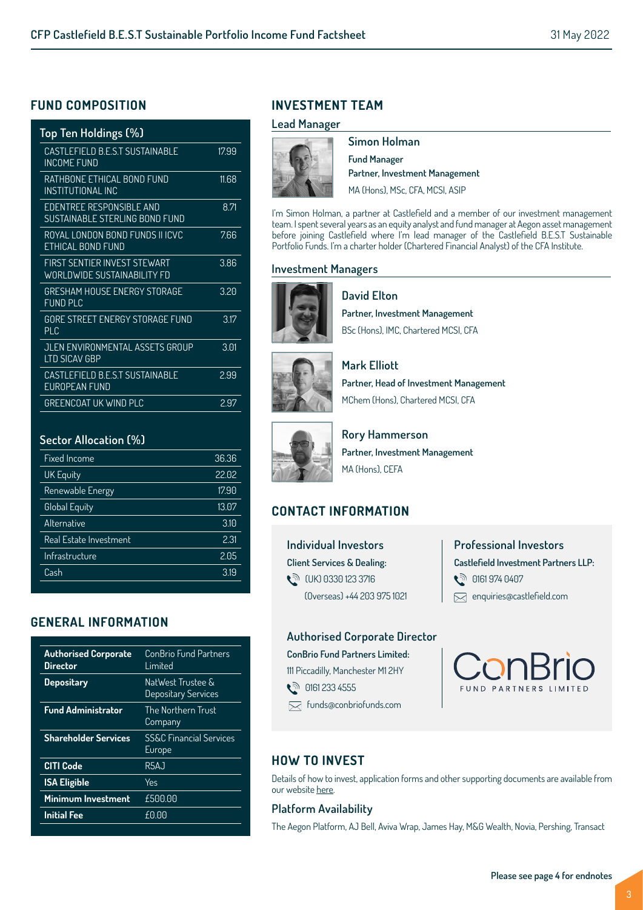## FUND COMPOSITION

| Top Ten Holdings (%) | |
|---|---|
| CASTLEFIELD B.E.S.T SUSTAINABLE INCOME FUND | 17.99 |
| RATHBONE ETHICAL BOND FUND INSTITUTIONAL INC | 11.68 |
| EDENTREE RESPONSIBLE AND SUSTAINABLE STERLING BOND FUND | 8.71 |
| ROYAL LONDON BOND FUNDS II ICVC ETHICAL BOND FUND | 7.66 |
| FIRST SENTIER INVEST STEWART WORLDWIDE SUSTAINABILITY FD | 3.86 |
| GRESHAM HOUSE ENERGY STORAGE FUND PLC | 3.20 |
| GORE STREET ENERGY STORAGE FUND PLC | 3.17 |
| JLEN ENVIRONMENTAL ASSETS GROUP LTD SICAV GBP | 3.01 |
| CASTLEFIELD B.E.S.T SUSTAINABLE EUROPEAN FUND | 2.99 |
| GREENCOAT UK WIND PLC | 2.97 |

| Sector Allocation (%) | |
|---|---|
| Fixed Income | 36.36 |
| UK Equity | 22.02 |
| Renewable Energy | 17.90 |
| Global Equity | 13.07 |
| Alternative | 3.10 |
| Real Estate Investment | 2.31 |
| Infrastructure | 2.05 |
| Cash | 3.19 |

## GENERAL INFORMATION

| | |
|---|---|
| **Authorised Corporate Director** | ConBrio Fund Partners Limited |
| **Depositary** | NatWest Trustee & Depositary Services |
| **Fund Administrator** | The Northern Trust Company |
| **Shareholder Services** | SS&C Financial Services Europe |
| **CITI Code** | R5AJ |
| **ISA Eligible** | Yes |
| **Minimum Investment** | £500.00 |
| **Initial Fee** | £0.00 |

## INVESTMENT TEAM

### Lead Manager

**Simon Holman**
**Fund Manager**
**Partner, Investment Management**
MA (Hons), MSc, CFA, MCSI, ASIP

I'm Simon Holman, a partner at Castlefield and a member of our investment management team. I spent several years as an equity analyst and fund manager at Aegon asset management before joining Castlefield where I'm lead manager of the Castlefield B.E.S.T Sustainable Portfolio Funds. I'm a charter holder (Chartered Financial Analyst) of the CFA Institute.

### Investment Managers

**David Elton**
**Partner, Investment Management**
BSc (Hons), IMC, Chartered MCSI, CFA

**Mark Elliott**
**Partner, Head of Investment Management**
MChem (Hons), Chartered MCSI, CFA

**Rory Hammerson**
**Partner, Investment Management**
MA (Hons), CEFA

## CONTACT INFORMATION

### Individual Investors

**Client Services & Dealing:**
(UK) 0330 123 3716
(Overseas) +44 203 975 1021

### Professional Investors

**Castlefield Investment Partners LLP:**
0161 974 0407
enquiries@castlefield.com

### Authorised Corporate Director

**ConBrio Fund Partners Limited:**
111 Piccadilly, Manchester M1 2HY
0161 233 4555
funds@conbriofunds.com

ConBrio FUND PARTNERS LIMITED

## HOW TO INVEST

Details of how to invest, application forms and other supporting documents are available from our website here.

### Platform Availability

The Aegon Platform, AJ Bell, Aviva Wrap, James Hay, M&G Wealth, Novia, Pershing, Transact

**Please see page 4 for endnotes**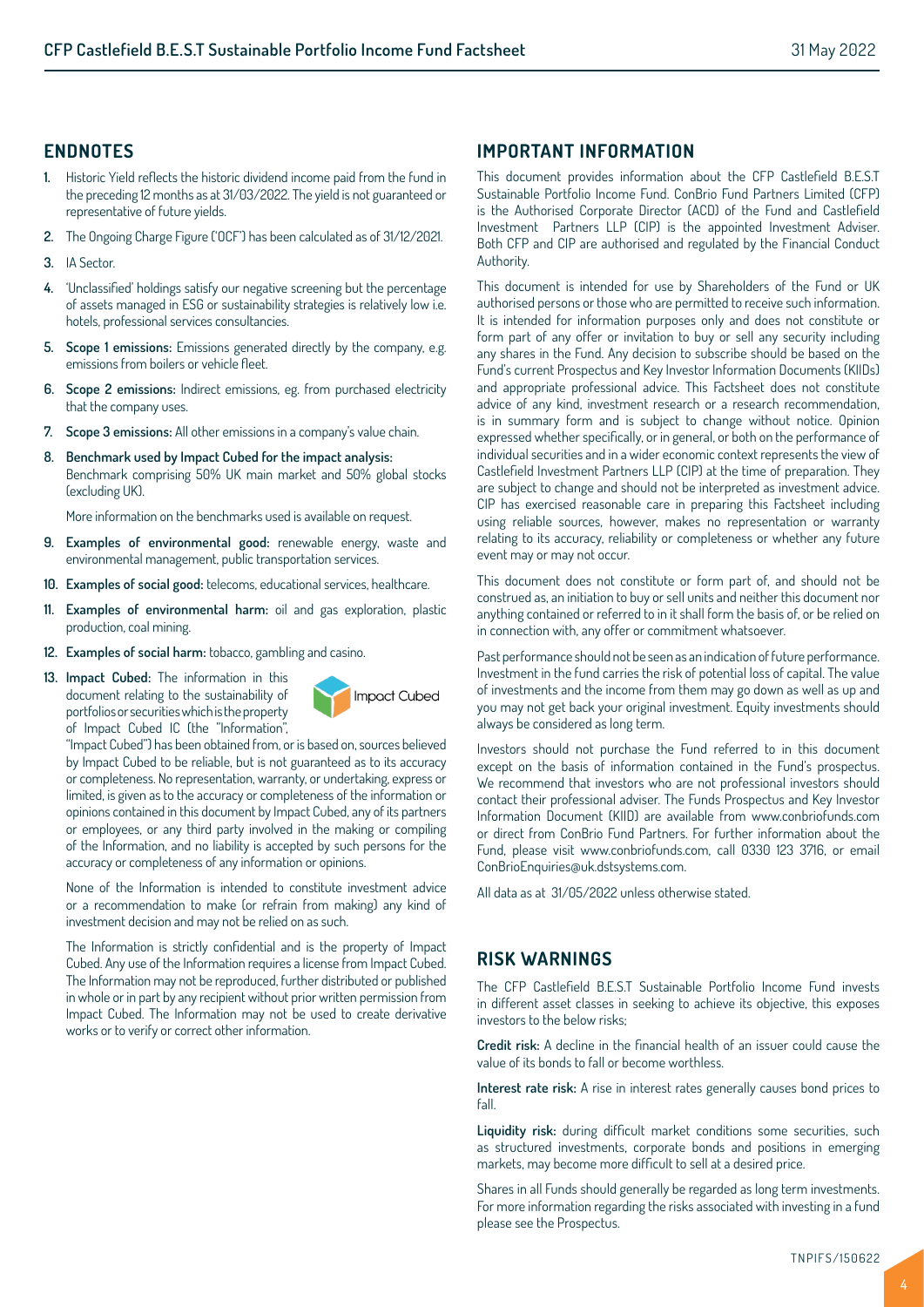## ENDNOTES

1. Historic Yield reflects the historic dividend income paid from the fund in the preceding 12 months as at 31/03/2022. The yield is not guaranteed or representative of future yields.
2. The Ongoing Charge Figure ('OCF') has been calculated as of 31/12/2021.
3. IA Sector.
4. 'Unclassified' holdings satisfy our negative screening but the percentage of assets managed in ESG or sustainability strategies is relatively low i.e. hotels, professional services consultancies.
5. **Scope 1 emissions:** Emissions generated directly by the company, e.g. emissions from boilers or vehicle fleet.
6. **Scope 2 emissions:** Indirect emissions, eg. from purchased electricity that the company uses.
7. **Scope 3 emissions:** All other emissions in a company's value chain.
8. **Benchmark used by Impact Cubed for the impact analysis:** Benchmark comprising 50% UK main market and 50% global stocks (excluding UK).

   More information on the benchmarks used is available on request.
9. **Examples of environmental good:** renewable energy, waste and environmental management, public transportation services.
10. **Examples of social good:** telecoms, educational services, healthcare.
11. **Examples of environmental harm:** oil and gas exploration, plastic production, coal mining.
12. **Examples of social harm:** tobacco, gambling and casino.
13. **Impact Cubed:** The information in this document relating to the sustainability of portfolios or securities which is the property of Impact Cubed IC (the "Information", "Impact Cubed") has been obtained from, or is based on, sources believed by Impact Cubed to be reliable, but is not guaranteed as to its accuracy or completeness. No representation, warranty, or undertaking, express or limited, is given as to the accuracy or completeness of the information or opinions contained in this document by Impact Cubed, any of its partners or employees, or any third party involved in the making or compiling of the Information, and no liability is accepted by such persons for the accuracy or completeness of any information or opinions.

    None of the Information is intended to constitute investment advice or a recommendation to make (or refrain from making) any kind of investment decision and may not be relied on as such.

    The Information is strictly confidential and is the property of Impact Cubed. Any use of the Information requires a license from Impact Cubed. The Information may not be reproduced, further distributed or published in whole or in part by any recipient without prior written permission from Impact Cubed. The Information may not be used to create derivative works or to verify or correct other information.

## IMPORTANT INFORMATION

This document provides information about the CFP Castlefield B.E.S.T Sustainable Portfolio Income Fund. ConBrio Fund Partners Limited (CFP) is the Authorised Corporate Director (ACD) of the Fund and Castlefield Investment Partners LLP (CIP) is the appointed Investment Adviser. Both CFP and CIP are authorised and regulated by the Financial Conduct Authority.

This document is intended for use by Shareholders of the Fund or UK authorised persons or those who are permitted to receive such information. It is intended for information purposes only and does not constitute or form part of any offer or invitation to buy or sell any security including any shares in the Fund. Any decision to subscribe should be based on the Fund's current Prospectus and Key Investor Information Documents (KIIDs) and appropriate professional advice. This Factsheet does not constitute advice of any kind, investment research or a research recommendation, is in summary form and is subject to change without notice. Opinion expressed whether specifically, or in general, or both on the performance of individual securities and in a wider economic context represents the view of Castlefield Investment Partners LLP (CIP) at the time of preparation. They are subject to change and should not be interpreted as investment advice. CIP has exercised reasonable care in preparing this Factsheet including using reliable sources, however, makes no representation or warranty relating to its accuracy, reliability or completeness or whether any future event may or may not occur.

This document does not constitute or form part of, and should not be construed as, an initiation to buy or sell units and neither this document nor anything contained or referred to in it shall form the basis of, or be relied on in connection with, any offer or commitment whatsoever.

Past performance should not be seen as an indication of future performance. Investment in the fund carries the risk of potential loss of capital. The value of investments and the income from them may go down as well as up and you may not get back your original investment. Equity investments should always be considered as long term.

Investors should not purchase the Fund referred to in this document except on the basis of information contained in the Fund's prospectus. We recommend that investors who are not professional investors should contact their professional adviser. The Funds Prospectus and Key Investor Information Document (KIID) are available from www.conbriofunds.com or direct from ConBrio Fund Partners. For further information about the Fund, please visit www.conbriofunds.com, call 0330 123 3716, or email ConBrioEnquiries@uk.dstsystems.com.

All data as at 31/05/2022 unless otherwise stated.

## RISK WARNINGS

The CFP Castlefield B.E.S.T Sustainable Portfolio Income Fund invests in different asset classes in seeking to achieve its objective, this exposes investors to the below risks;

**Credit risk:** A decline in the financial health of an issuer could cause the value of its bonds to fall or become worthless.

**Interest rate risk:** A rise in interest rates generally causes bond prices to fall.

**Liquidity risk:** during difficult market conditions some securities, such as structured investments, corporate bonds and positions in emerging markets, may become more difficult to sell at a desired price.

Shares in all Funds should generally be regarded as long term investments. For more information regarding the risks associated with investing in a fund please see the Prospectus.

TNPIFS/150622